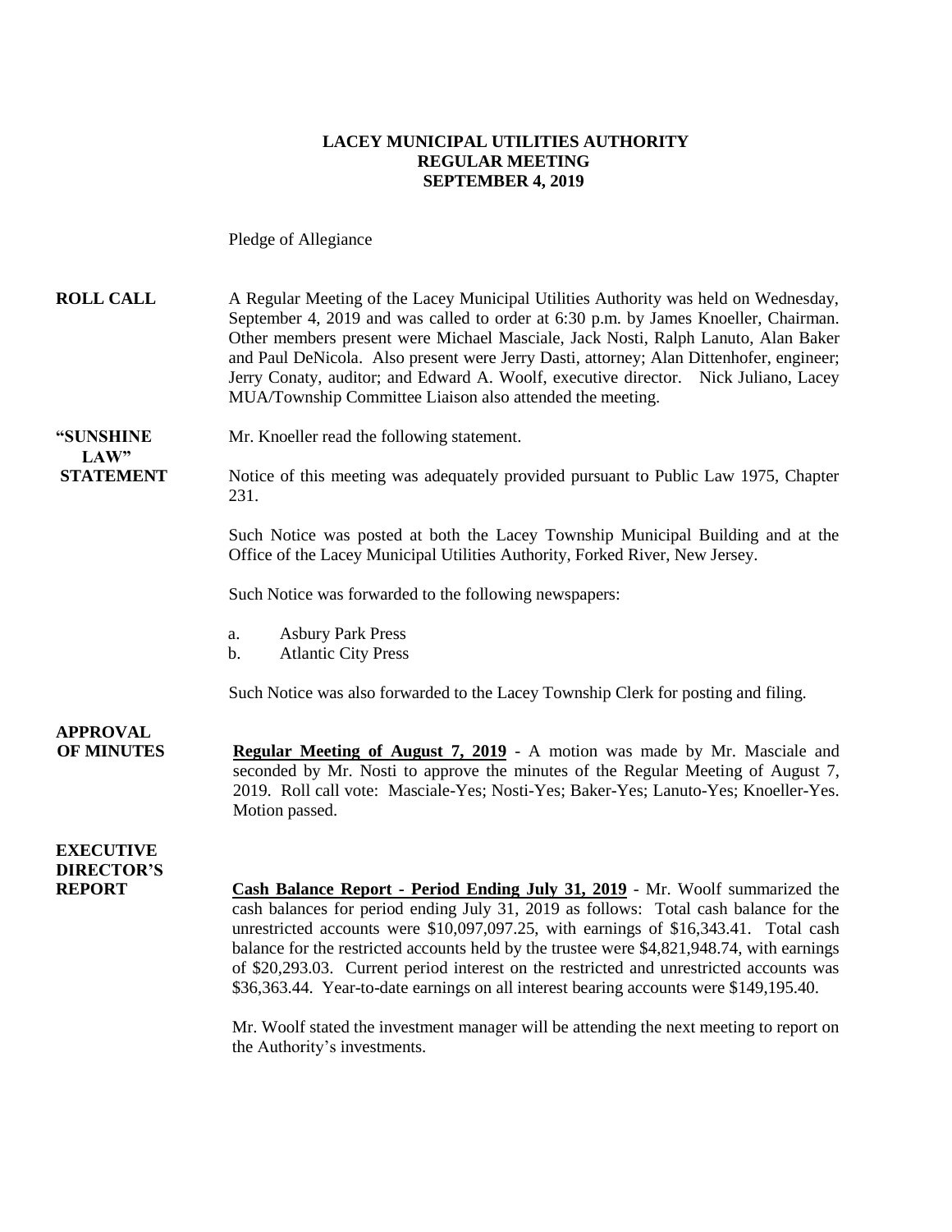# LACEY MUNICIPAL UTILITIES AUTHORITY
## REGULAR MEETING
## SEPTEMBER 4, 2019

Pledge of Allegiance

**ROLL CALL**

A Regular Meeting of the Lacey Municipal Utilities Authority was held on Wednesday, September 4, 2019 and was called to order at 6:30 p.m. by James Knoeller, Chairman. Other members present were Michael Masciale, Jack Nosti, Ralph Lanuto, Alan Baker and Paul DeNicola. Also present were Jerry Dasti, attorney; Alan Dittenhofer, engineer; Jerry Conaty, auditor; and Edward A. Woolf, executive director. Nick Juliano, Lacey MUA/Township Committee Liaison also attended the meeting.

**"SUNSHINE LAW" STATEMENT**

Mr. Knoeller read the following statement.

Notice of this meeting was adequately provided pursuant to Public Law 1975, Chapter 231.

Such Notice was posted at both the Lacey Township Municipal Building and at the Office of the Lacey Municipal Utilities Authority, Forked River, New Jersey.

Such Notice was forwarded to the following newspapers:

a. Asbury Park Press
b. Atlantic City Press

Such Notice was also forwarded to the Lacey Township Clerk for posting and filing.

**APPROVAL OF MINUTES**

**Regular Meeting of August 7, 2019** - A motion was made by Mr. Masciale and seconded by Mr. Nosti to approve the minutes of the Regular Meeting of August 7, 2019. Roll call vote: Masciale-Yes; Nosti-Yes; Baker-Yes; Lanuto-Yes; Knoeller-Yes. Motion passed.

**EXECUTIVE DIRECTOR'S REPORT**

**Cash Balance Report - Period Ending July 31, 2019** - Mr. Woolf summarized the cash balances for period ending July 31, 2019 as follows: Total cash balance for the unrestricted accounts were $10,097,097.25, with earnings of $16,343.41. Total cash balance for the restricted accounts held by the trustee were $4,821,948.74, with earnings of $20,293.03. Current period interest on the restricted and unrestricted accounts was $36,363.44. Year-to-date earnings on all interest bearing accounts were $149,195.40.

Mr. Woolf stated the investment manager will be attending the next meeting to report on the Authority's investments.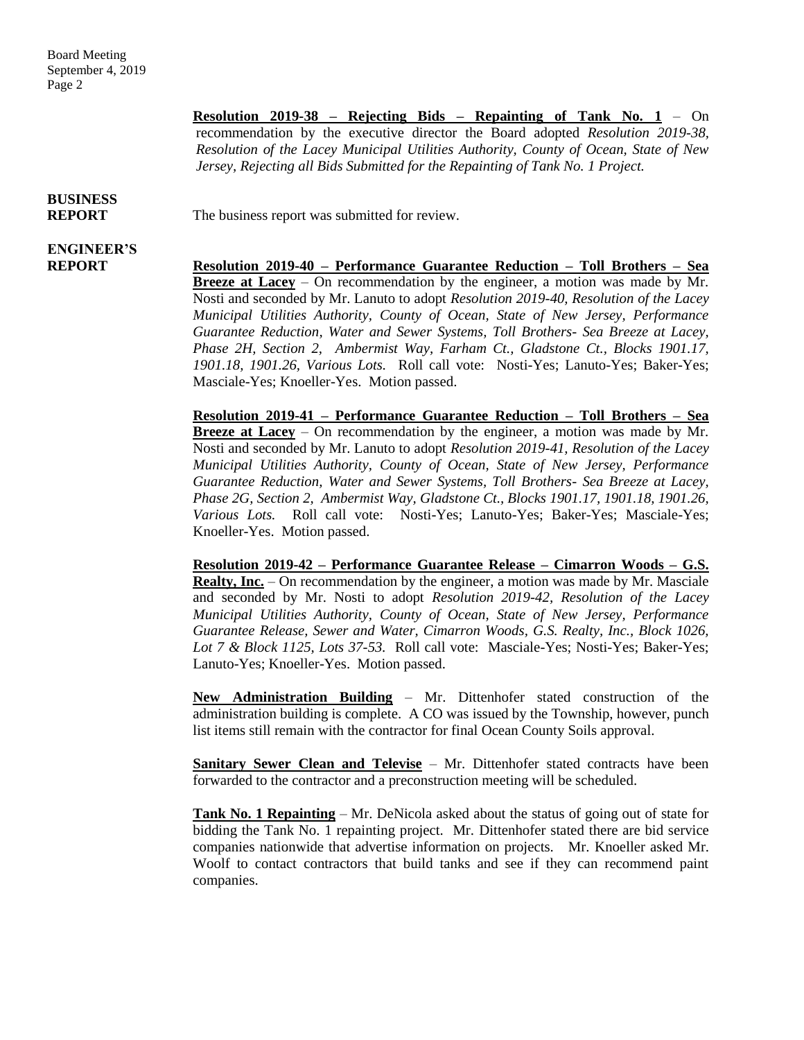**Resolution 2019-38 – Rejecting Bids – Repainting of Tank No. 1** – On recommendation by the executive director the Board adopted *Resolution 2019-38, Resolution of the Lacey Municipal Utilities Authority, County of Ocean, State of New Jersey, Rejecting all Bids Submitted for the Repainting of Tank No. 1 Project.*

**BUSINESS REPORT**

The business report was submitted for review.

**ENGINEER'S REPORT**

**Resolution 2019-40 – Performance Guarantee Reduction – Toll Brothers – Sea Breeze at Lacey** – On recommendation by the engineer, a motion was made by Mr. Nosti and seconded by Mr. Lanuto to adopt *Resolution 2019-40, Resolution of the Lacey Municipal Utilities Authority, County of Ocean, State of New Jersey, Performance Guarantee Reduction, Water and Sewer Systems, Toll Brothers- Sea Breeze at Lacey, Phase 2H, Section 2, Ambermist Way, Farham Ct., Gladstone Ct., Blocks 1901.17, 1901.18, 1901.26, Various Lots.* Roll call vote: Nosti-Yes; Lanuto-Yes; Baker-Yes; Masciale-Yes; Knoeller-Yes. Motion passed.

**Resolution 2019-41 – Performance Guarantee Reduction – Toll Brothers – Sea Breeze at Lacey** – On recommendation by the engineer, a motion was made by Mr. Nosti and seconded by Mr. Lanuto to adopt *Resolution 2019-41, Resolution of the Lacey Municipal Utilities Authority, County of Ocean, State of New Jersey, Performance Guarantee Reduction, Water and Sewer Systems, Toll Brothers- Sea Breeze at Lacey, Phase 2G, Section 2, Ambermist Way, Gladstone Ct., Blocks 1901.17, 1901.18, 1901.26, Various Lots.* Roll call vote: Nosti-Yes; Lanuto-Yes; Baker-Yes; Masciale-Yes; Knoeller-Yes. Motion passed.

**Resolution 2019-42 – Performance Guarantee Release – Cimarron Woods – G.S. Realty, Inc.** – On recommendation by the engineer, a motion was made by Mr. Masciale and seconded by Mr. Nosti to adopt *Resolution 2019-42, Resolution of the Lacey Municipal Utilities Authority, County of Ocean, State of New Jersey, Performance Guarantee Release, Sewer and Water, Cimarron Woods, G.S. Realty, Inc., Block 1026, Lot 7 & Block 1125, Lots 37-53.* Roll call vote: Masciale-Yes; Nosti-Yes; Baker-Yes; Lanuto-Yes; Knoeller-Yes. Motion passed.

**New Administration Building** – Mr. Dittenhofer stated construction of the administration building is complete. A CO was issued by the Township, however, punch list items still remain with the contractor for final Ocean County Soils approval.

**Sanitary Sewer Clean and Televise** – Mr. Dittenhofer stated contracts have been forwarded to the contractor and a preconstruction meeting will be scheduled.

**Tank No. 1 Repainting** – Mr. DeNicola asked about the status of going out of state for bidding the Tank No. 1 repainting project. Mr. Dittenhofer stated there are bid service companies nationwide that advertise information on projects. Mr. Knoeller asked Mr. Woolf to contact contractors that build tanks and see if they can recommend paint companies.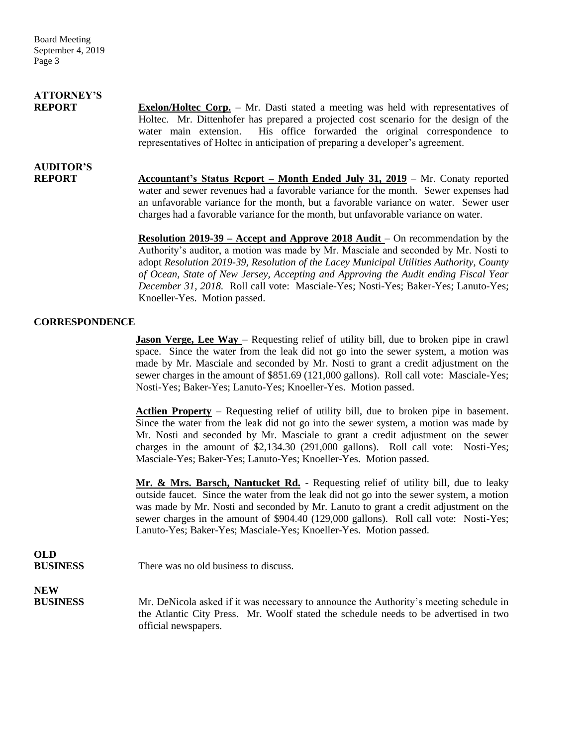**ATTORNEY'S REPORT**

**Exelon/Holtec Corp.** – Mr. Dasti stated a meeting was held with representatives of Holtec. Mr. Dittenhofer has prepared a projected cost scenario for the design of the water main extension. His office forwarded the original correspondence to representatives of Holtec in anticipation of preparing a developer's agreement.

**AUDITOR'S REPORT**

**Accountant's Status Report – Month Ended July 31, 2019** – Mr. Conaty reported water and sewer revenues had a favorable variance for the month. Sewer expenses had an unfavorable variance for the month, but a favorable variance on water. Sewer user charges had a favorable variance for the month, but unfavorable variance on water.

**Resolution 2019-39 – Accept and Approve 2018 Audit** – On recommendation by the Authority's auditor, a motion was made by Mr. Masciale and seconded by Mr. Nosti to adopt *Resolution 2019-39, Resolution of the Lacey Municipal Utilities Authority, County of Ocean, State of New Jersey, Accepting and Approving the Audit ending Fiscal Year December 31, 2018.* Roll call vote: Masciale-Yes; Nosti-Yes; Baker-Yes; Lanuto-Yes; Knoeller-Yes. Motion passed.

**CORRESPONDENCE**

**Jason Verge, Lee Way** – Requesting relief of utility bill, due to broken pipe in crawl space. Since the water from the leak did not go into the sewer system, a motion was made by Mr. Masciale and seconded by Mr. Nosti to grant a credit adjustment on the sewer charges in the amount of $851.69 (121,000 gallons). Roll call vote: Masciale-Yes; Nosti-Yes; Baker-Yes; Lanuto-Yes; Knoeller-Yes. Motion passed.

**Actlien Property** – Requesting relief of utility bill, due to broken pipe in basement. Since the water from the leak did not go into the sewer system, a motion was made by Mr. Nosti and seconded by Mr. Masciale to grant a credit adjustment on the sewer charges in the amount of $2,134.30 (291,000 gallons). Roll call vote: Nosti-Yes; Masciale-Yes; Baker-Yes; Lanuto-Yes; Knoeller-Yes. Motion passed.

**Mr. & Mrs. Barsch, Nantucket Rd.** - Requesting relief of utility bill, due to leaky outside faucet. Since the water from the leak did not go into the sewer system, a motion was made by Mr. Nosti and seconded by Mr. Lanuto to grant a credit adjustment on the sewer charges in the amount of $904.40 (129,000 gallons). Roll call vote: Nosti-Yes; Lanuto-Yes; Baker-Yes; Masciale-Yes; Knoeller-Yes. Motion passed.

**OLD BUSINESS**

There was no old business to discuss.

**NEW BUSINESS**

Mr. DeNicola asked if it was necessary to announce the Authority's meeting schedule in the Atlantic City Press. Mr. Woolf stated the schedule needs to be advertised in two official newspapers.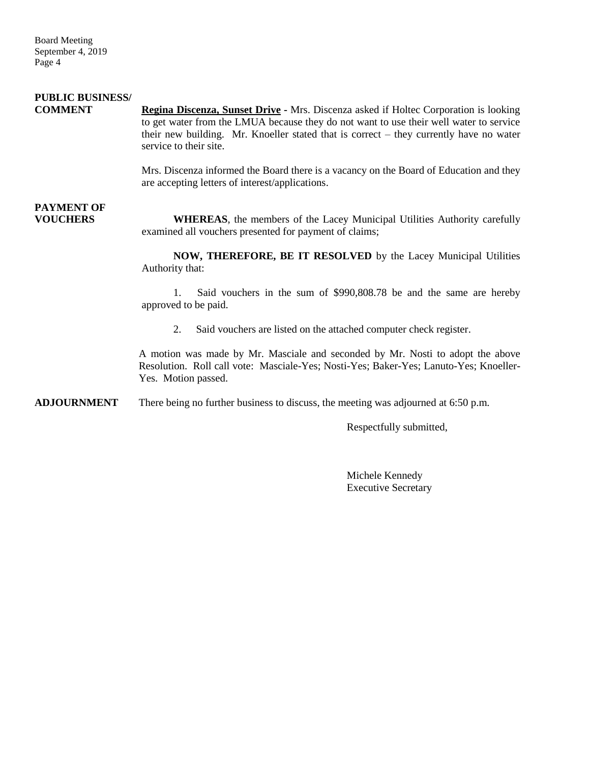**PUBLIC BUSINESS/ COMMENT**

**Regina Discenza, Sunset Drive** - Mrs. Discenza asked if Holtec Corporation is looking to get water from the LMUA because they do not want to use their well water to service their new building. Mr. Knoeller stated that is correct – they currently have no water service to their site.

Mrs. Discenza informed the Board there is a vacancy on the Board of Education and they are accepting letters of interest/applications.

**PAYMENT OF VOUCHERS**

**WHEREAS**, the members of the Lacey Municipal Utilities Authority carefully examined all vouchers presented for payment of claims;

**NOW, THEREFORE, BE IT RESOLVED** by the Lacey Municipal Utilities Authority that:

1. Said vouchers in the sum of $990,808.78 be and the same are hereby approved to be paid.

2. Said vouchers are listed on the attached computer check register.

A motion was made by Mr. Masciale and seconded by Mr. Nosti to adopt the above Resolution. Roll call vote: Masciale-Yes; Nosti-Yes; Baker-Yes; Lanuto-Yes; Knoeller-Yes. Motion passed.

**ADJOURNMENT**

There being no further business to discuss, the meeting was adjourned at 6:50 p.m.

Respectfully submitted,

Michele Kennedy
Executive Secretary